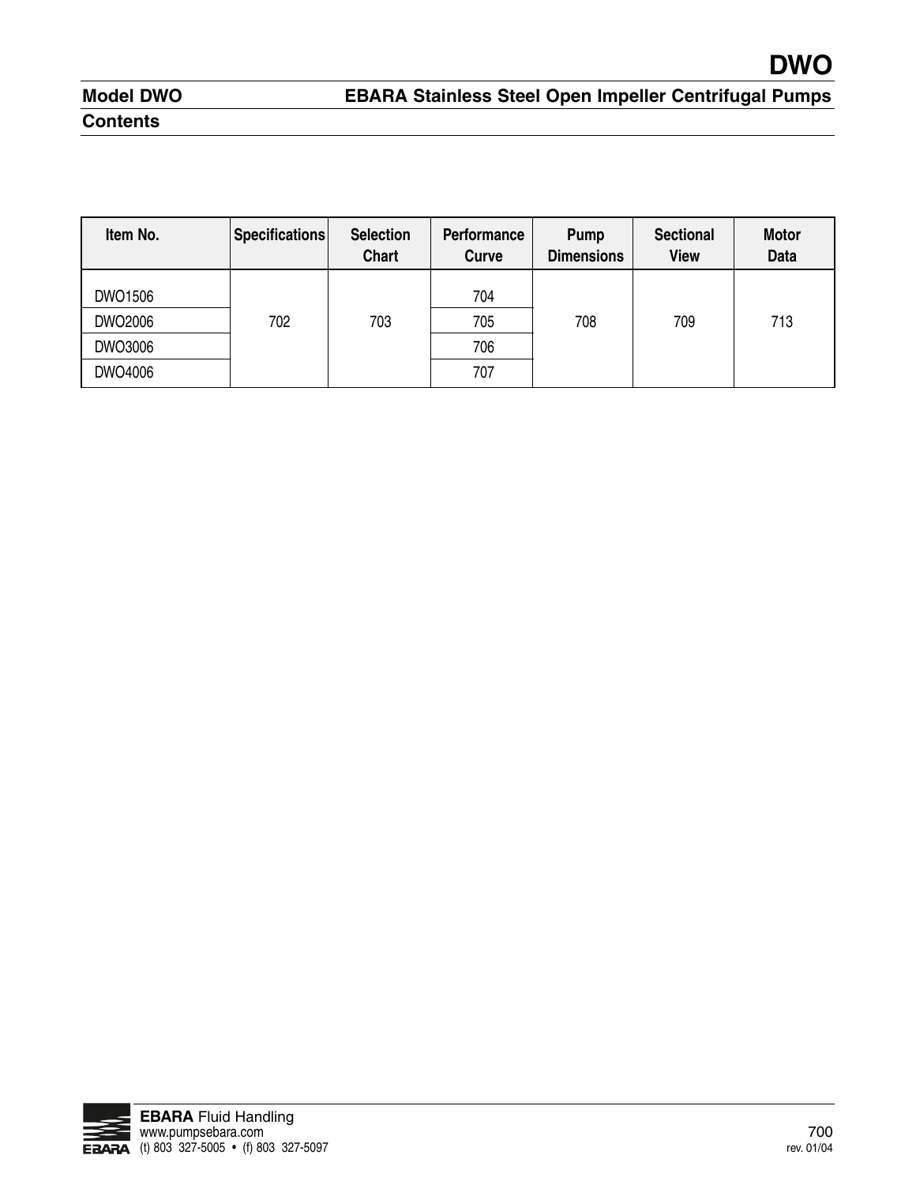# DWO

## Model DWO — EBARA Stainless Steel Open Impeller Centrifugal Pumps

### Contents

| Item No. | Specifications | Selection Chart | Performance Curve | Pump Dimensions | Sectional View | Motor Data |
|---|---|---|---|---|---|---|
| DWO1506 | 702 | 703 | 704 | 708 | 709 | 713 |
| DWO2006 | | | 705 | | | |
| DWO3006 | | | 706 | | | |
| DWO4006 | | | 707 | | | |

**EBARA** Fluid Handling
www.pumpsebara.com
(t) 803 327-5005 • (f) 803 327-5097

rev. 01/04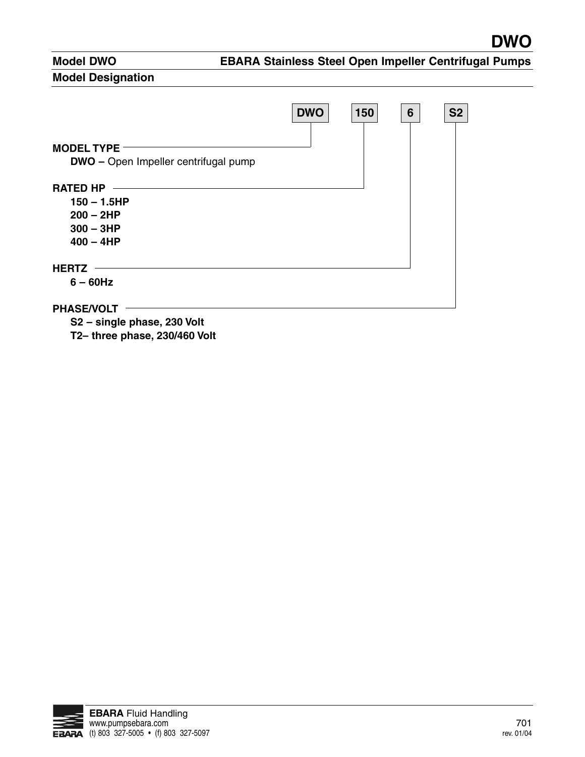## Model DWO — EBARA Stainless Steel Open Impeller Centrifugal Pumps

### Model Designation

| DWO | 150 | 6 | S2 |
|---|---|---|---|

**MODEL TYPE**

**DWO –** Open Impeller centrifugal pump

**RATED HP**

- **150 – 1.5HP**
- **200 – 2HP**
- **300 – 3HP**
- **400 – 4HP**

**HERTZ**

- **6 – 60Hz**

**PHASE/VOLT**

- **S2 – single phase, 230 Volt**
- **T2– three phase, 230/460 Volt**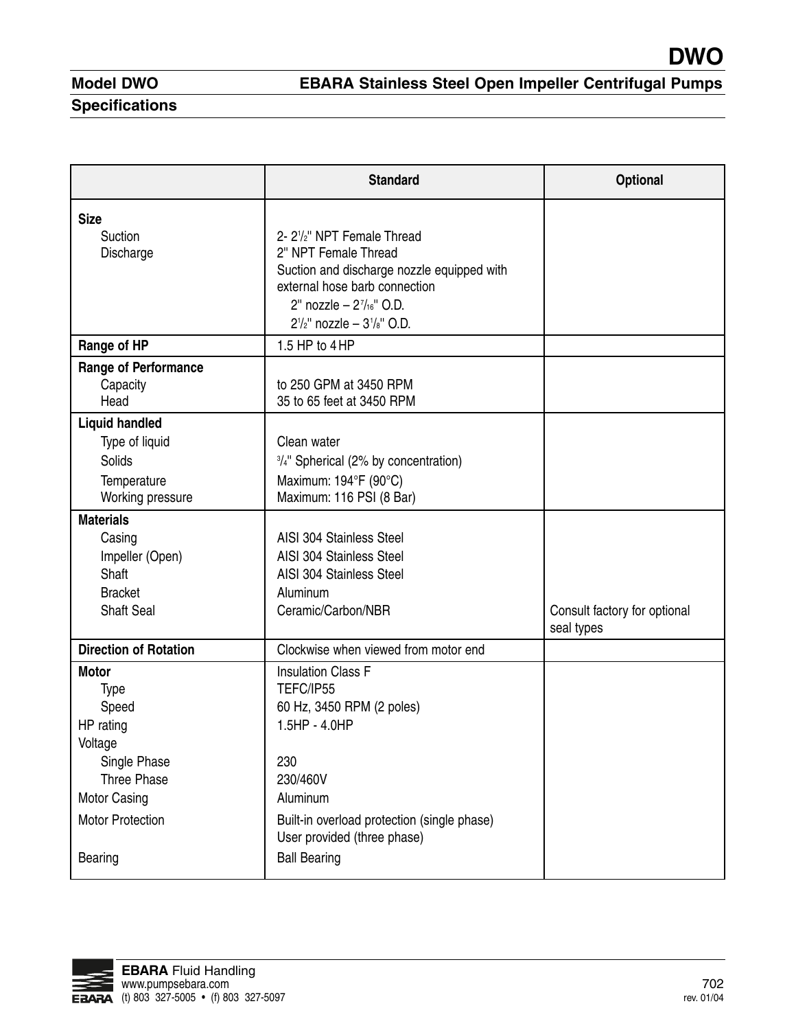# DWO

## Model DWO — EBARA Stainless Steel Open Impeller Centrifugal Pumps

### Specifications

| | Standard | Optional |
|---|---|---|
| **Size**<br>Suction<br>Discharge | <br>2- 2½" NPT Female Thread<br>2" NPT Female Thread<br>Suction and discharge nozzle equipped with external hose barb connection<br>2" nozzle – 2⁷⁄₁₆" O.D.<br>2½" nozzle – 3⅛" O.D. | |
| **Range of HP** | 1.5 HP to 4 HP | |
| **Range of Performance**<br>Capacity<br>Head | <br>to 250 GPM at 3450 RPM<br>35 to 65 feet at 3450 RPM | |
| **Liquid handled**<br>Type of liquid<br>Solids<br>Temperature<br>Working pressure | <br>Clean water<br>¾" Spherical (2% by concentration)<br>Maximum: 194°F (90°C)<br>Maximum: 116 PSI (8 Bar) | |
| **Materials**<br>Casing<br>Impeller (Open)<br>Shaft<br>Bracket<br>Shaft Seal | <br>AISI 304 Stainless Steel<br>AISI 304 Stainless Steel<br>AISI 304 Stainless Steel<br>Aluminum<br>Ceramic/Carbon/NBR | <br><br><br><br><br>Consult factory for optional seal types |
| **Direction of Rotation** | Clockwise when viewed from motor end | |
| **Motor**<br>Type<br>Speed<br>HP rating<br>Voltage<br>Single Phase<br>Three Phase<br>Motor Casing<br>Motor Protection<br><br>Bearing | Insulation Class F<br>TEFC/IP55<br>60 Hz, 3450 RPM (2 poles)<br>1.5HP - 4.0HP<br><br>230<br>230/460V<br>Aluminum<br>Built-in overload protection (single phase)<br>User provided (three phase)<br>Ball Bearing | |

**EBARA** Fluid Handling
www.pumpsebara.com
(t) 803 327-5005 • (f) 803 327-5097

rev. 01/04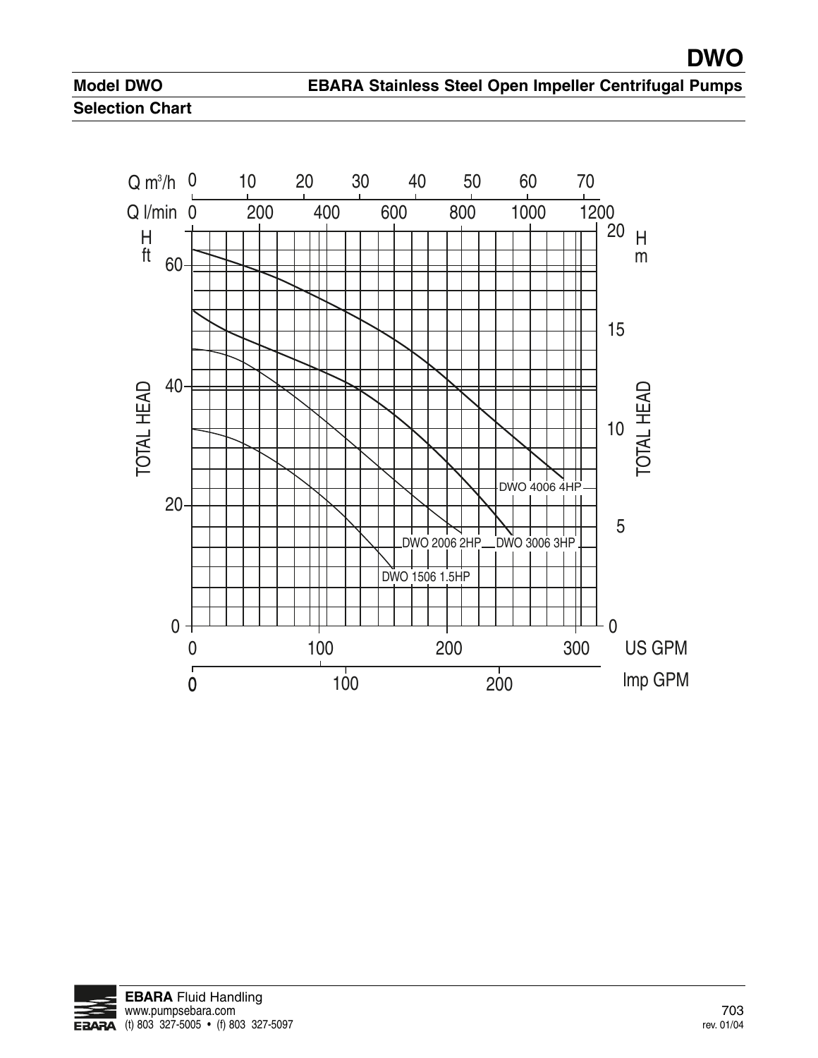## Model DWO

**EBARA Stainless Steel Open Impeller Centrifugal Pumps**

**Selection Chart**

Q m³/h: 0, 10, 20, 30, 40, 50, 60, 70

Q l/min: 0, 200, 400, 600, 800, 1000, 1200

H ft (TOTAL HEAD): 0, 20, 40, 60

H m (TOTAL HEAD): 0, 5, 10, 15, 20

US GPM: 0, 100, 200, 300

Imp GPM: 0, 100, 200

DWO 4006 4HP

DWO 2006 2HP

DWO 3006 3HP

DWO 1506 1.5HP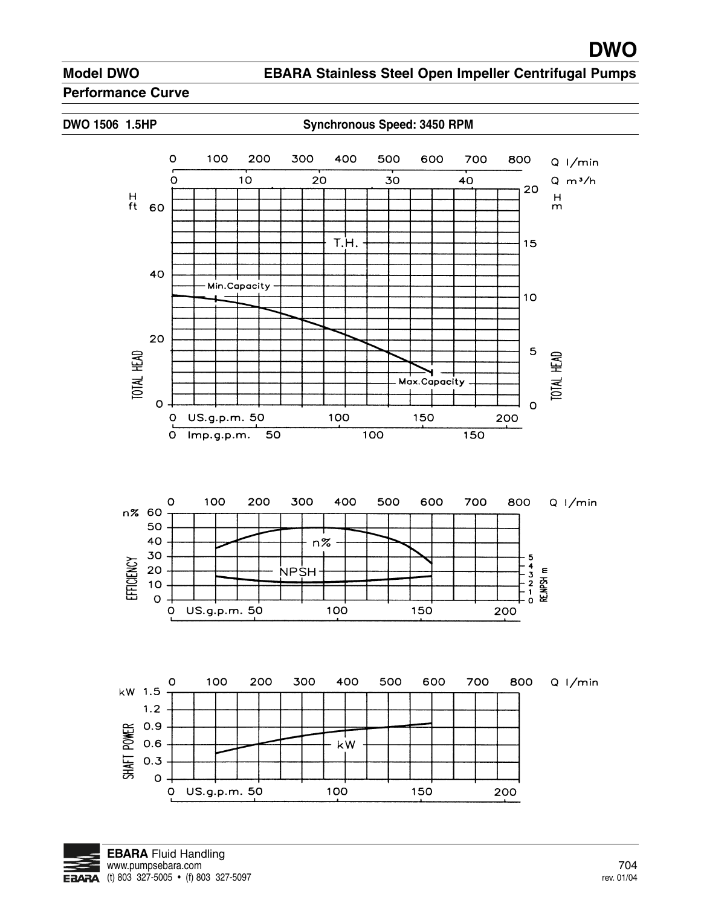# DWO

## Model DWO — EBARA Stainless Steel Open Impeller Centrifugal Pumps

### Performance Curve

**DWO 1506 1.5HP** — **Synchronous Speed: 3450 RPM**

Q l/min: 0, 100, 200, 300, 400, 500, 600, 700, 800

Q m³/h: 0, 10, 20, 30, 40

TOTAL HEAD — H ft: 0, 20, 40, 60 — H m: 0, 5, 10, 15, 20

T.H.

Min.Capacity

Max.Capacity

US.g.p.m.: 0, 50, 100, 150, 200

Imp.g.p.m.: 0, 50, 100, 150

Q l/min: 0, 100, 200, 300, 400, 500, 600, 700, 800

EFFICIENCY — n%: 0, 10, 20, 30, 40, 50, 60

RE.NPSH m: 0, 1, 2, 3, 4, 5

n%

NPSH

US.g.p.m.: 0, 50, 100, 150, 200

Q l/min: 0, 100, 200, 300, 400, 500, 600, 700, 800

SHAFT POWER — kW: 0, 0.3, 0.6, 0.9, 1.2, 1.5

kW

US.g.p.m.: 0, 50, 100, 150, 200

**EBARA** Fluid Handling
www.pumpsebara.com
(t) 803 327-5005 • (f) 803 327-5097

rev. 01/04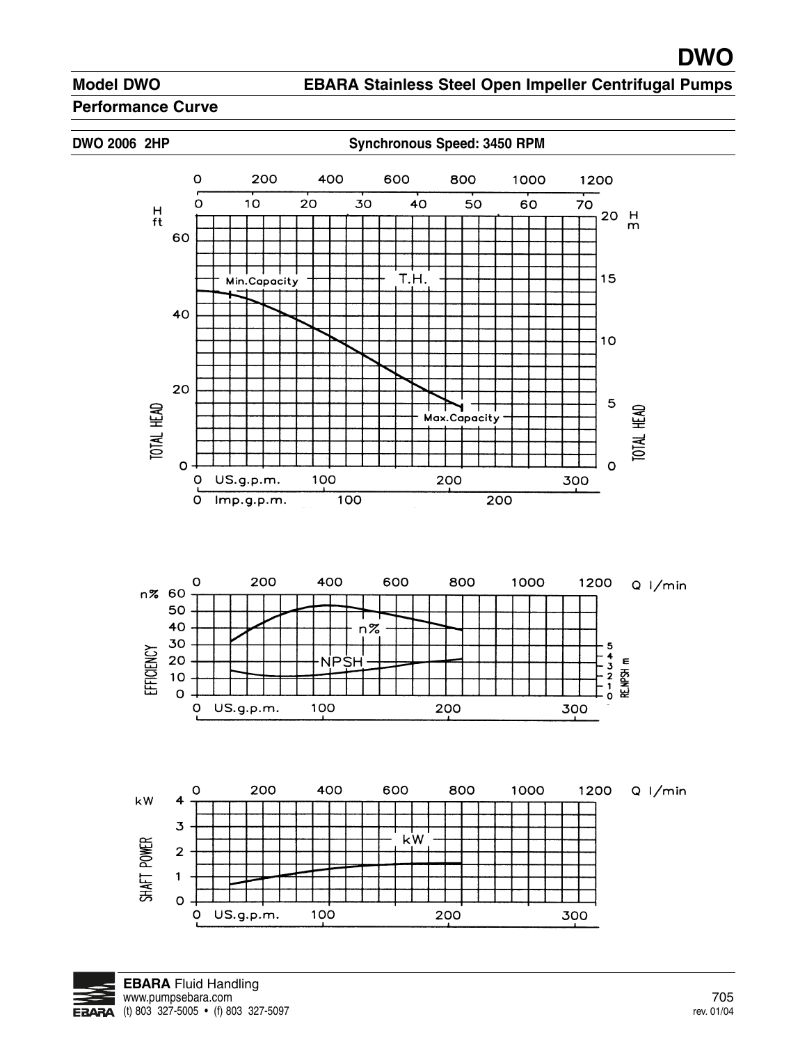## Model DWO

## EBARA Stainless Steel Open Impeller Centrifugal Pumps

### Performance Curve

**DWO 2006 2HP** **Synchronous Speed: 3450 RPM**

Q l/min: 0, 200, 400, 600, 800, 1000, 1200

Q $m^3$/h: 0, 10, 20, 30, 40, 50, 60, 70

H ft — TOTAL HEAD: 0, 20, 40, 60

H m — TOTAL HEAD: 0, 5, 10, 15, 20

Min.Capacity — T.H. — Max.Capacity

US.g.p.m.: 0, 100, 200, 300

Imp.g.p.m.: 0, 100, 200

Q l/min: 0, 200, 400, 600, 800, 1000, 1200

n% — EFFICIENCY: 0, 10, 20, 30, 40, 50, 60

RE.NPSH m: 0, 1, 2, 3, 4, 5

n% — NPSH

US.g.p.m.: 0, 100, 200, 300

Q l/min: 0, 200, 400, 600, 800, 1000, 1200

kW — SHAFT POWER: 0, 1, 2, 3, 4

kW

US.g.p.m.: 0, 100, 200, 300

**EBARA** Fluid Handling
www.pumpsebara.com
(t) 803 327-5005 • (f) 803 327-5097

rev. 01/04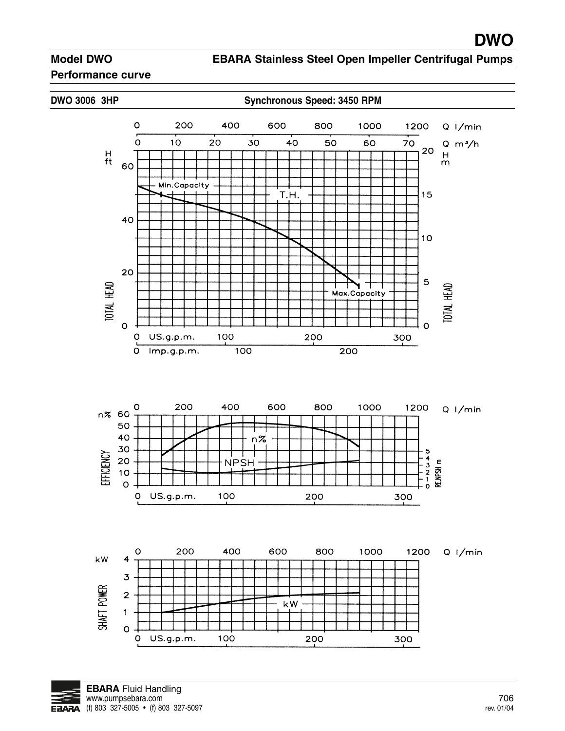# DWO

## Model DWO — EBARA Stainless Steel Open Impeller Centrifugal Pumps

### Performance curve

**DWO 3006 3HP** — **Synchronous Speed: 3450 RPM**

Q l/min: 0, 200, 400, 600, 800, 1000, 1200

Q m³/h: 0, 10, 20, 30, 40, 50, 60, 70

H ft: 0, 20, 40, 60 — TOTAL HEAD

H m: 0, 5, 10, 15, 20 — TOTAL HEAD

Min.Capacity — T.H. — Max.Capacity

US.g.p.m.: 0, 100, 200, 300

Imp.g.p.m.: 0, 100, 200

Q l/min: 0, 200, 400, 600, 800, 1000, 1200

n%: 0, 10, 20, 30, 40, 50, 60 — EFFICIENCY

n% — NPSH

RE.NPSH m: 0, 1, 2, 3, 4, 5

US.g.p.m.: 0, 100, 200, 300

Q l/min: 0, 200, 400, 600, 800, 1000, 1200

kW: 0, 1, 2, 3, 4 — SHAFT POWER

kW

US.g.p.m.: 0, 100, 200, 300

**EBARA** Fluid Handling
www.pumpsebara.com
(t) 803 327-5005 • (f) 803 327-5097

rev. 01/04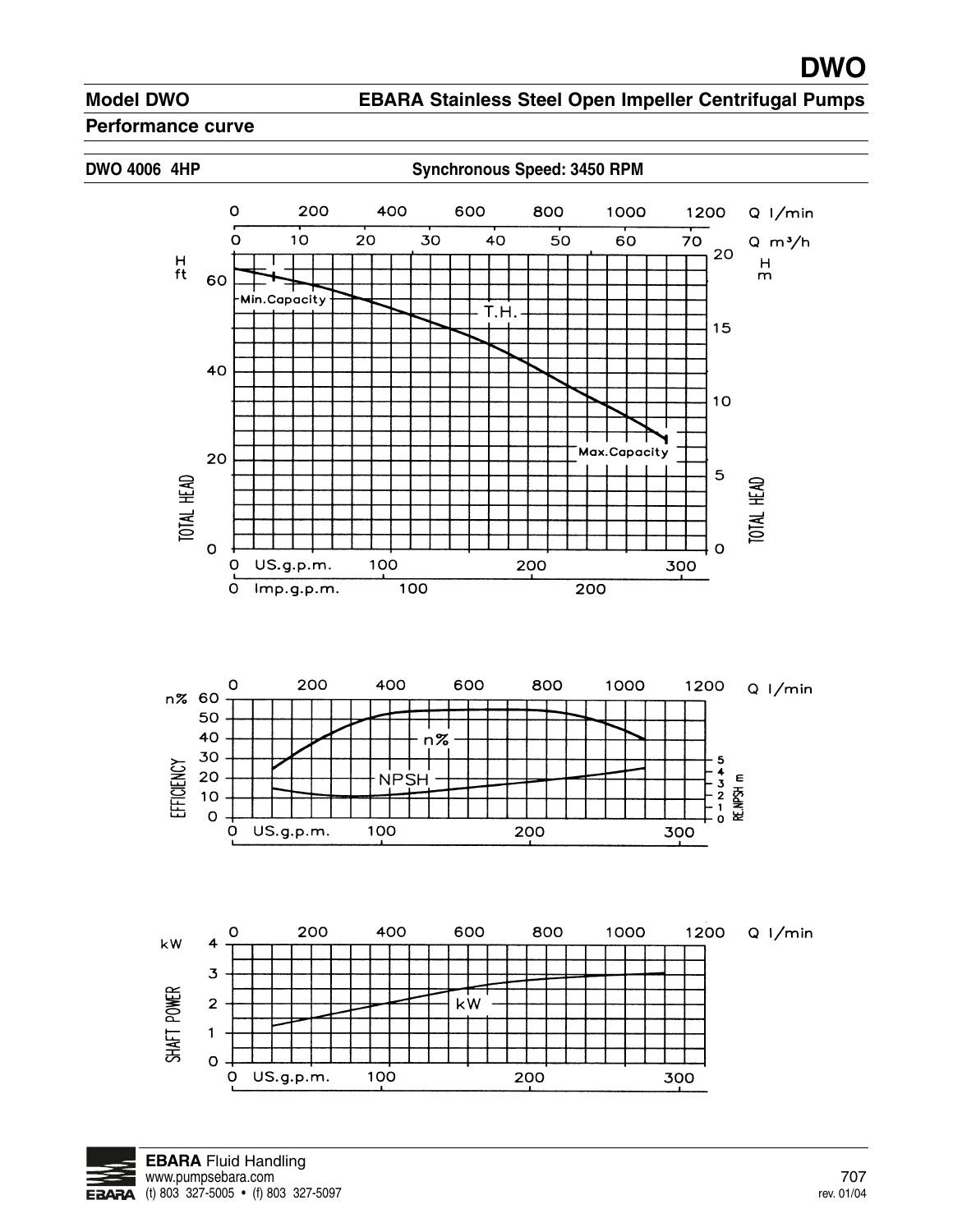# Model DWO

## EBARA Stainless Steel Open Impeller Centrifugal Pumps

### Performance curve

**DWO 4006 4HP** **Synchronous Speed: 3450 RPM**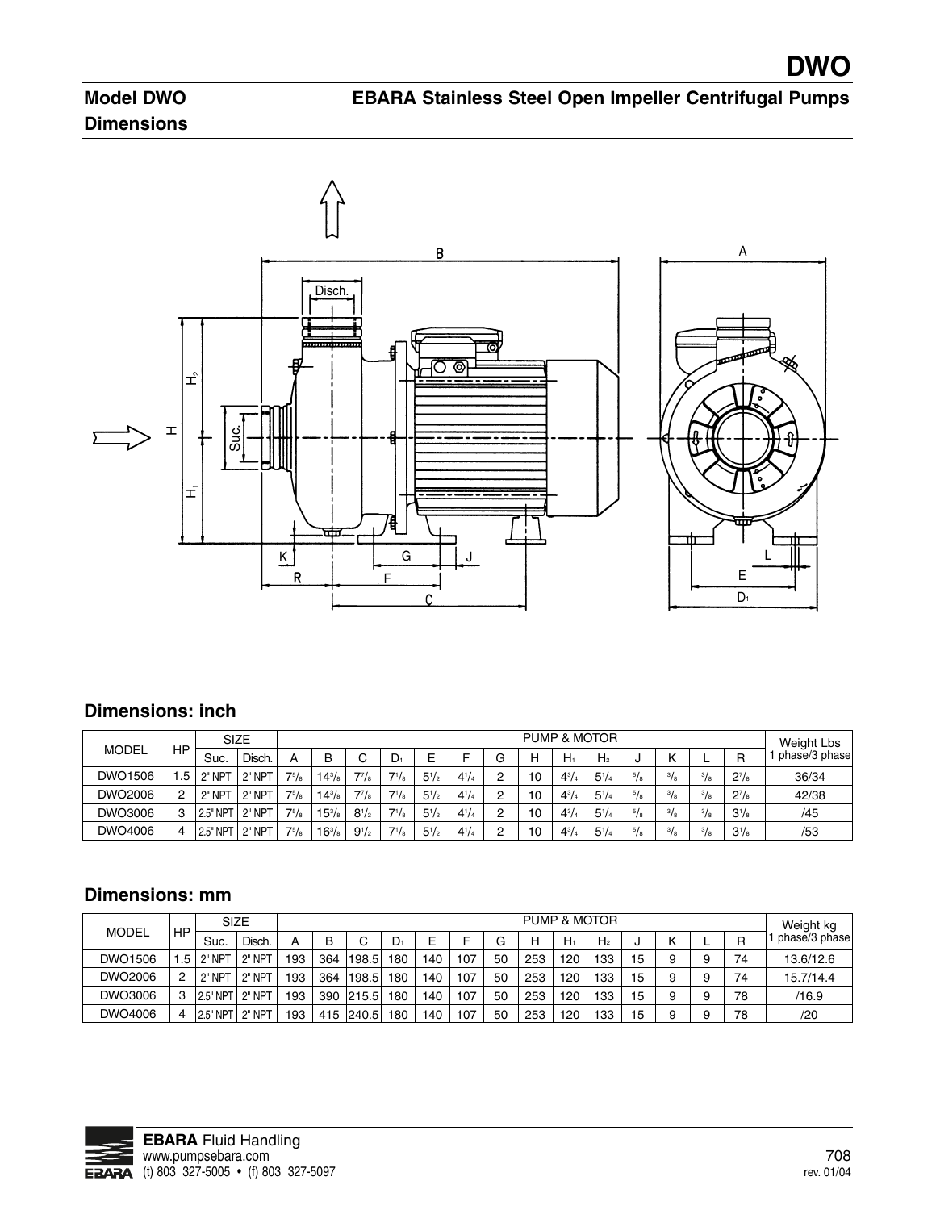## Model DWO

## EBARA Stainless Steel Open Impeller Centrifugal Pumps

## Dimensions

### Dimensions: inch

| MODEL | HP | SIZE | | PUMP & MOTOR | | | | | | | | | | | | | | | Weight Lbs |
|---|---|---|---|---|---|---|---|---|---|---|---|---|---|---|---|---|---|---|---|
| | | Suc. | Disch. | A | B | C | $D_1$ | E | F | G | H | $H_1$ | $H_2$ | J | K | L | R | | 1 phase/3 phase |
| DWO1506 | 1.5 | 2" NPT | 2" NPT | 7 5/8 | 14 3/8 | 7 7/8 | 7 1/8 | 5 1/2 | 4 1/4 | 2 | 10 | 4 3/4 | 5 1/4 | 5/8 | 3/8 | 3/8 | 2 7/8 | | 36/34 |
| DWO2006 | 2 | 2" NPT | 2" NPT | 7 5/8 | 14 3/8 | 7 7/8 | 7 1/8 | 5 1/2 | 4 1/4 | 2 | 10 | 4 3/4 | 5 1/4 | 5/8 | 3/8 | 3/8 | 2 7/8 | | 42/38 |
| DWO3006 | 3 | 2.5" NPT | 2" NPT | 7 5/8 | 15 3/8 | 8 1/2 | 7 1/8 | 5 1/2 | 4 1/4 | 2 | 10 | 4 3/4 | 5 1/4 | 5/8 | 3/8 | 3/8 | 3 1/8 | | /45 |
| DWO4006 | 4 | 2.5" NPT | 2" NPT | 7 5/8 | 16 3/8 | 9 1/2 | 7 1/8 | 5 1/2 | 4 1/4 | 2 | 10 | 4 3/4 | 5 1/4 | 5/8 | 3/8 | 3/8 | 3 1/8 | | /53 |

### Dimensions: mm

| MODEL | HP | SIZE | | PUMP & MOTOR | | | | | | | | | | | | | | Weight kg |
|---|---|---|---|---|---|---|---|---|---|---|---|---|---|---|---|---|---|---|
| | | Suc. | Disch. | A | B | C | $D_1$ | E | F | G | H | $H_1$ | $H_2$ | J | K | L | R | 1 phase/3 phase |
| DWO1506 | 1.5 | 2" NPT | 2" NPT | 193 | 364 | 198.5 | 180 | 140 | 107 | 50 | 253 | 120 | 133 | 15 | 9 | 9 | 74 | 13.6/12.6 |
| DWO2006 | 2 | 2" NPT | 2" NPT | 193 | 364 | 198.5 | 180 | 140 | 107 | 50 | 253 | 120 | 133 | 15 | 9 | 9 | 74 | 15.7/14.4 |
| DWO3006 | 3 | 2.5" NPT | 2" NPT | 193 | 390 | 215.5 | 180 | 140 | 107 | 50 | 253 | 120 | 133 | 15 | 9 | 9 | 78 | /16.9 |
| DWO4006 | 4 | 2.5" NPT | 2" NPT | 193 | 415 | 240.5 | 180 | 140 | 107 | 50 | 253 | 120 | 133 | 15 | 9 | 9 | 78 | /20 |

**EBARA** Fluid Handling
www.pumpsebara.com
(t) 803 327-5005 • (f) 803 327-5097

rev. 01/04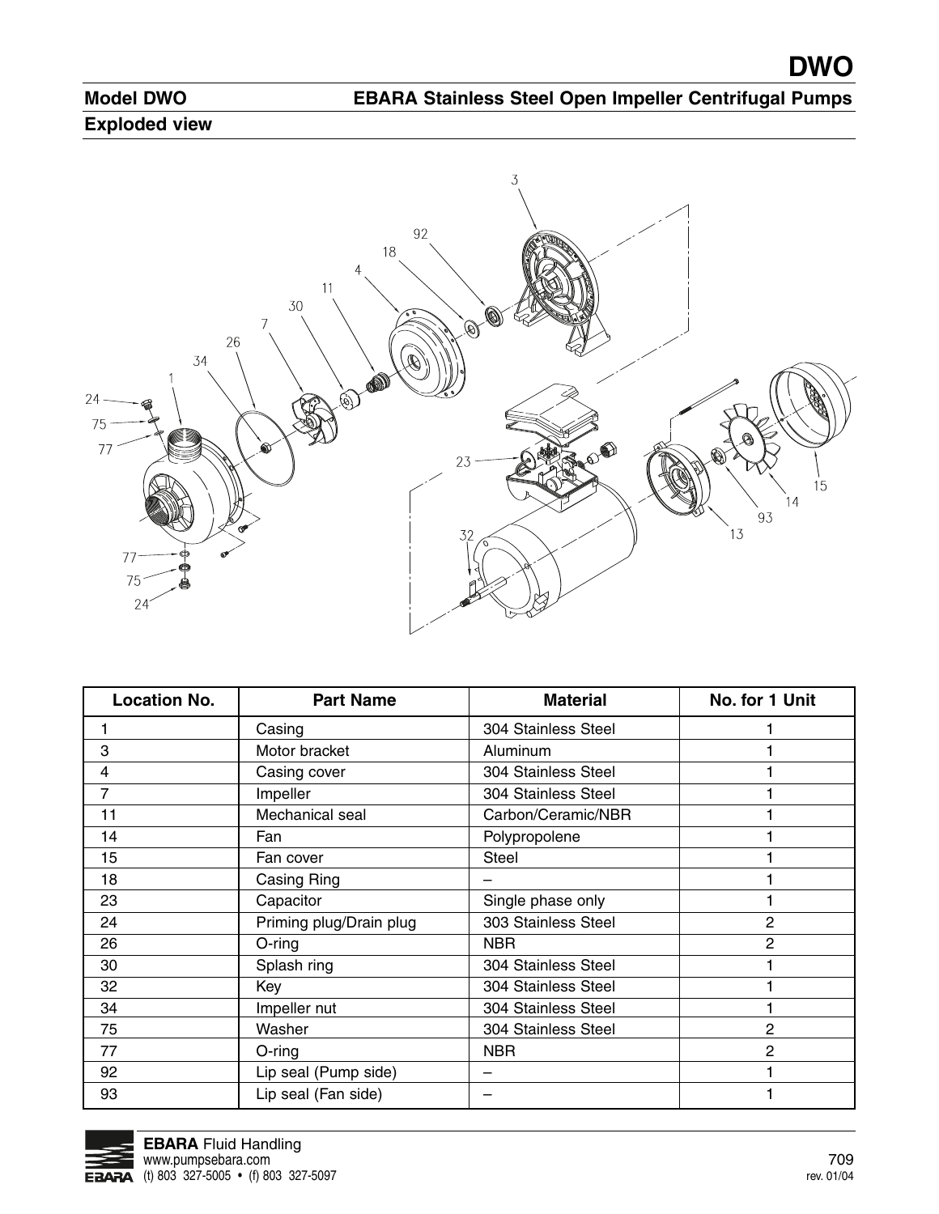## Model DWO — EBARA Stainless Steel Open Impeller Centrifugal Pumps

### Exploded view

| Location No. | Part Name | Material | No. for 1 Unit |
|---|---|---|---|
| 1 | Casing | 304 Stainless Steel | 1 |
| 3 | Motor bracket | Aluminum | 1 |
| 4 | Casing cover | 304 Stainless Steel | 1 |
| 7 | Impeller | 304 Stainless Steel | 1 |
| 11 | Mechanical seal | Carbon/Ceramic/NBR | 1 |
| 14 | Fan | Polypropolene | 1 |
| 15 | Fan cover | Steel | 1 |
| 18 | Casing Ring | – | 1 |
| 23 | Capacitor | Single phase only | 1 |
| 24 | Priming plug/Drain plug | 303 Stainless Steel | 2 |
| 26 | O-ring | NBR | 2 |
| 30 | Splash ring | 304 Stainless Steel | 1 |
| 32 | Key | 304 Stainless Steel | 1 |
| 34 | Impeller nut | 304 Stainless Steel | 1 |
| 75 | Washer | 304 Stainless Steel | 2 |
| 77 | O-ring | NBR | 2 |
| 92 | Lip seal (Pump side) | – | 1 |
| 93 | Lip seal (Fan side) | – | 1 |

**EBARA** Fluid Handling
www.pumpsebara.com
(t) 803 327-5005 • (f) 803 327-5097

rev. 01/04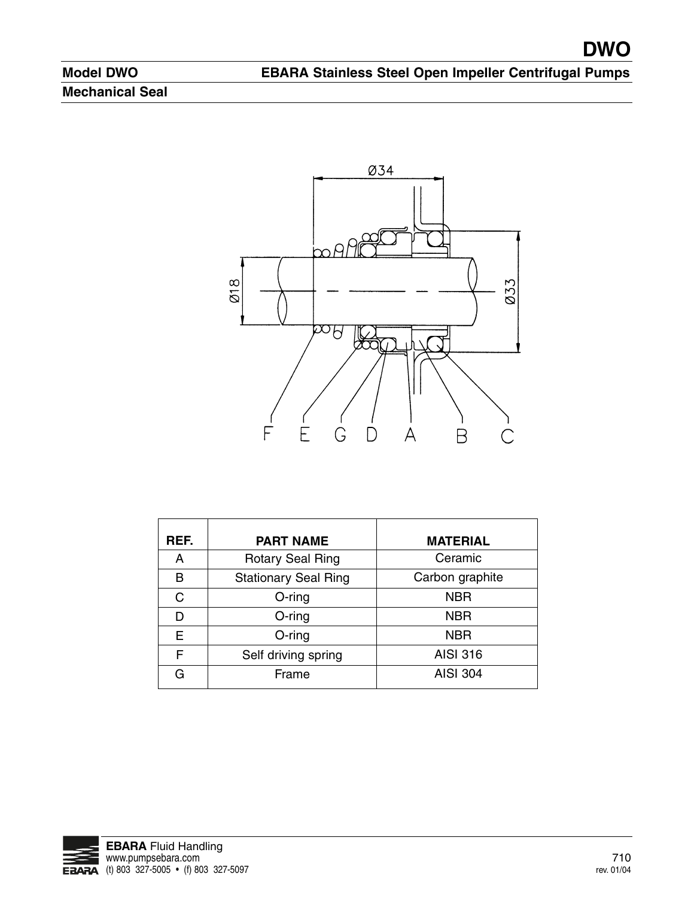## Model DWO — EBARA Stainless Steel Open Impeller Centrifugal Pumps

### Mechanical Seal

Ø34

Ø18

Ø33

F E G D A B C

| REF. | PART NAME | MATERIAL |
|---|---|---|
| A | Rotary Seal Ring | Ceramic |
| B | Stationary Seal Ring | Carbon graphite |
| C | O-ring | NBR |
| D | O-ring | NBR |
| E | O-ring | NBR |
| F | Self driving spring | AISI 316 |
| G | Frame | AISI 304 |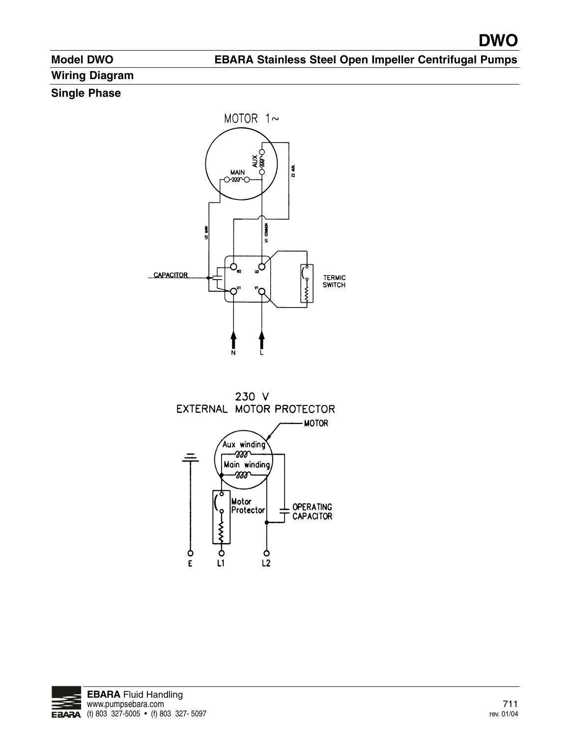## Model DWO — EBARA Stainless Steel Open Impeller Centrifugal Pumps

### Wiring Diagram

### Single Phase

MOTOR 1~

AUX

MAIN

Z2 AUX.

U2 MAIN

U1 COMMON

CAPACITOR

W2 U2

U1 V1

TERMIC SWITCH

N L

230 V
EXTERNAL MOTOR PROTECTOR

MOTOR

Aux winding

Main winding

Motor Protector

OPERATING CAPACITOR

E L1 L2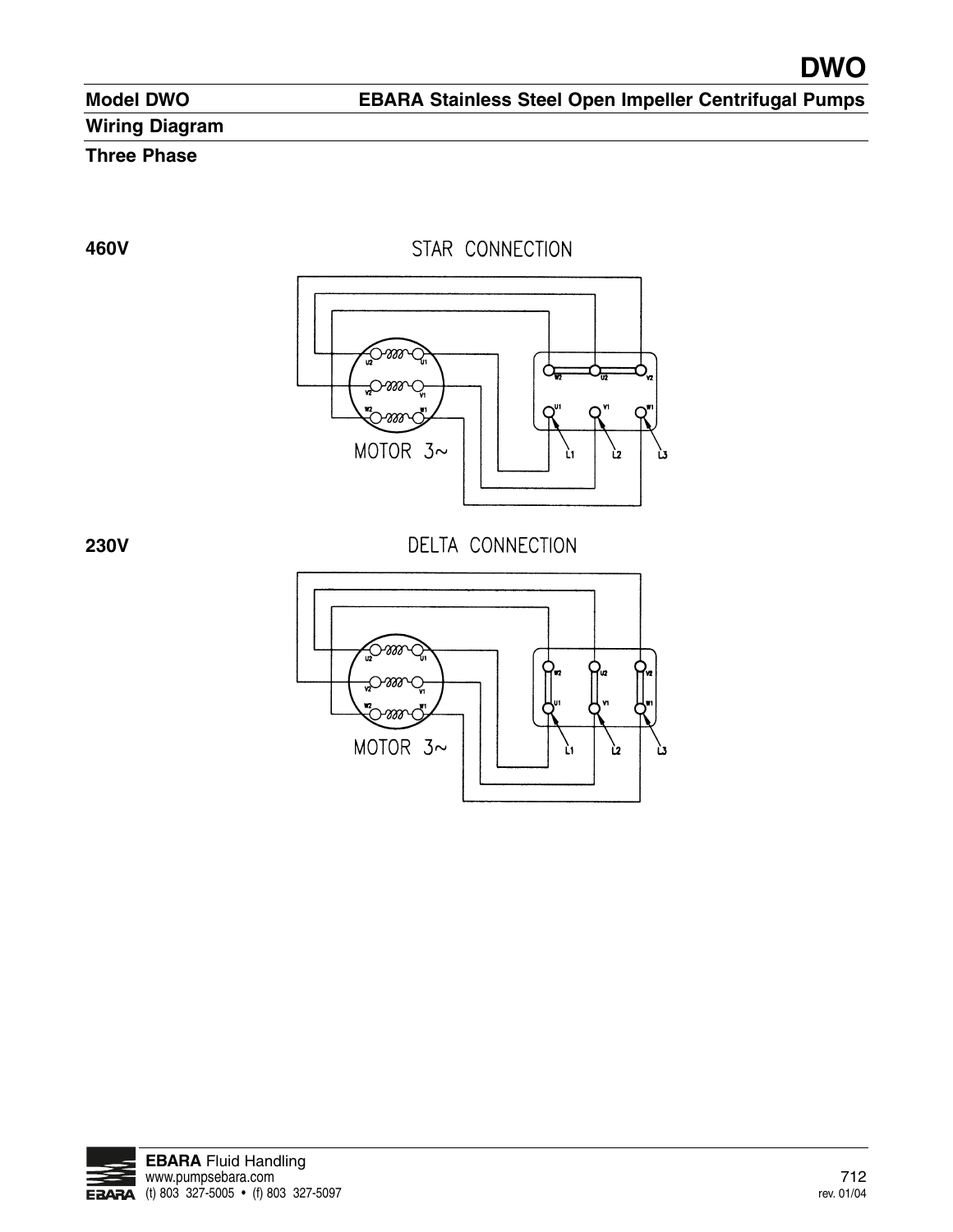## Model DWO — EBARA Stainless Steel Open Impeller Centrifugal Pumps

## Wiring Diagram

### Three Phase

**460V**

STAR CONNECTION

U2 U1
V2 V1
W2 W1

MOTOR 3~

W2 U2 V2
U1 V1 W1
L1 L2 L3

**230V**

DELTA CONNECTION

U2 U1
V2 V1
W2 W1

MOTOR 3~

W2 U2 V2
U1 V1 W1
L1 L2 L3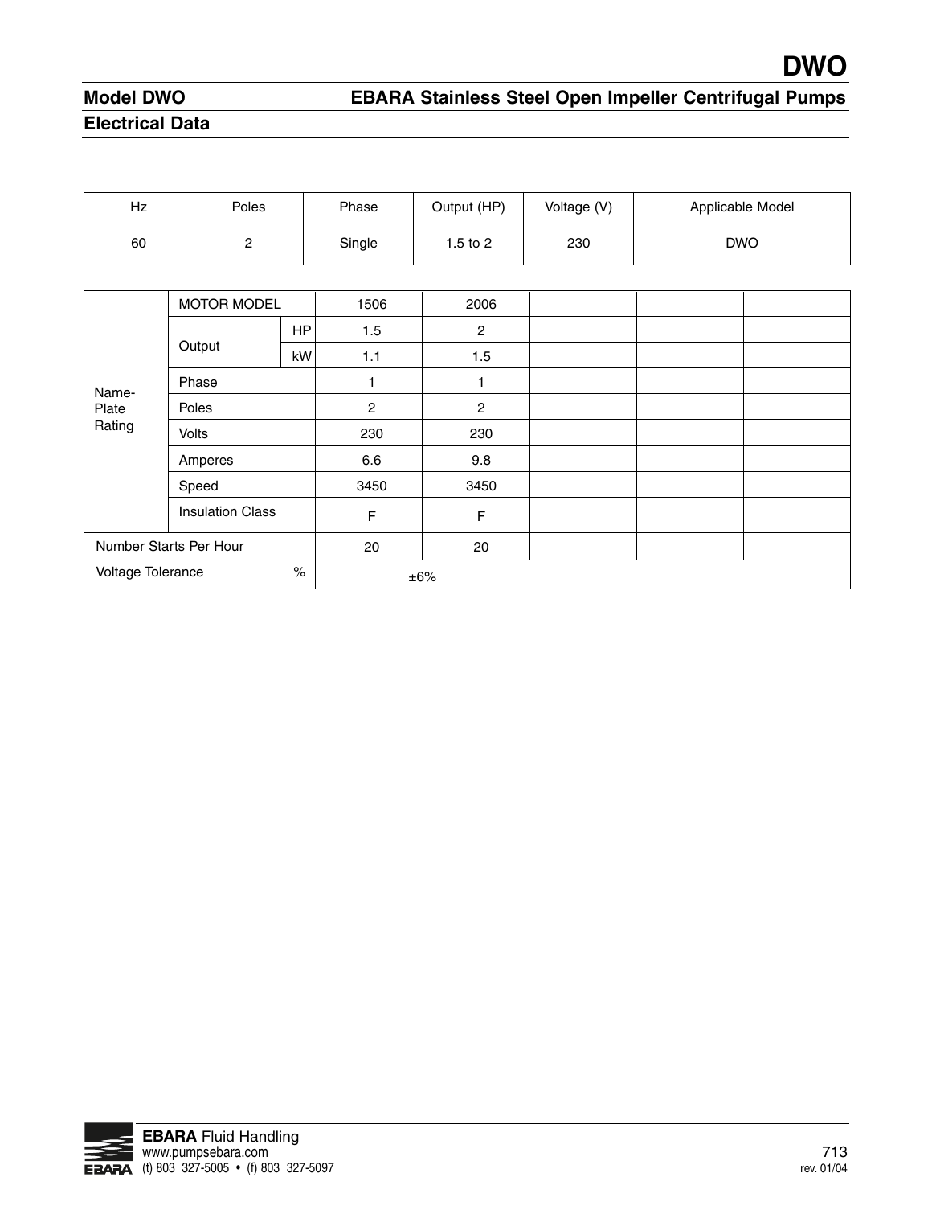# Model DWO

## EBARA Stainless Steel Open Impeller Centrifugal Pumps

## Electrical Data

| Hz | Poles | Phase | Output (HP) | Voltage (V) | Applicable Model |
|---|---|---|---|---|---|
| 60 | 2 | Single | 1.5 to 2 | 230 | DWO |

| | | | | | | | |
|---|---|---|---|---|---|---|---|
| Name-Plate Rating | MOTOR MODEL | | 1506 | 2006 | | | |
| | Output | HP | 1.5 | 2 | | | |
| | | kW | 1.1 | 1.5 | | | |
| | Phase | | 1 | 1 | | | |
| | Poles | | 2 | 2 | | | |
| | Volts | | 230 | 230 | | | |
| | Amperes | | 6.6 | 9.8 | | | |
| | Speed | | 3450 | 3450 | | | |
| | Insulation Class | | F | F | | | |
| Number Starts Per Hour | | | 20 | 20 | | | |
| Voltage Tolerance | | % | ±6% | | | | |

**EBARA** Fluid Handling
www.pumpsebara.com
(t) 803 327-5005 • (f) 803 327-5097

rev. 01/04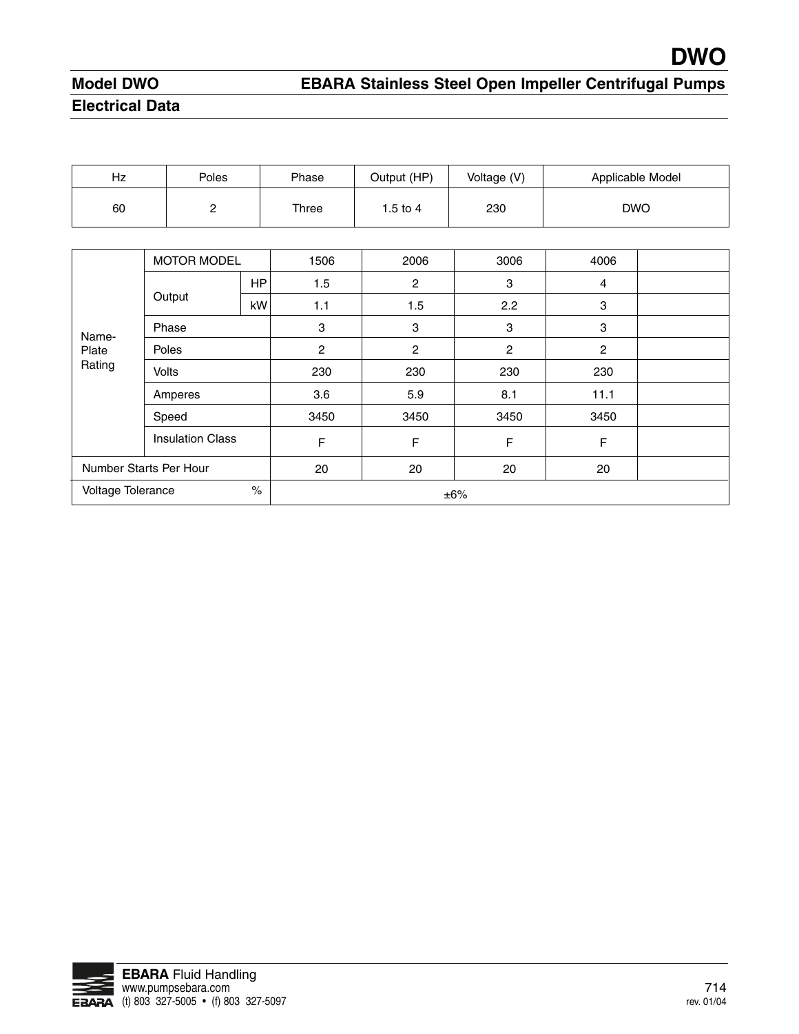## Model DWO — EBARA Stainless Steel Open Impeller Centrifugal Pumps

### Electrical Data

| Hz | Poles | Phase | Output (HP) | Voltage (V) | Applicable Model |
|---|---|---|---|---|---|
| 60 | 2 | Three | 1.5 to 4 | 230 | DWO |

| | | | | | | | |
|---|---|---|---|---|---|---|---|
| Name-Plate Rating | MOTOR MODEL | | 1506 | 2006 | 3006 | 4006 | |
| | Output | HP | 1.5 | 2 | 3 | 4 | |
| | | kW | 1.1 | 1.5 | 2.2 | 3 | |
| | Phase | | 3 | 3 | 3 | 3 | |
| | Poles | | 2 | 2 | 2 | 2 | |
| | Volts | | 230 | 230 | 230 | 230 | |
| | Amperes | | 3.6 | 5.9 | 8.1 | 11.1 | |
| | Speed | | 3450 | 3450 | 3450 | 3450 | |
| | Insulation Class | | F | F | F | F | |
| Number Starts Per Hour | | | 20 | 20 | 20 | 20 | |
| Voltage Tolerance | | % | ±6% | | | | |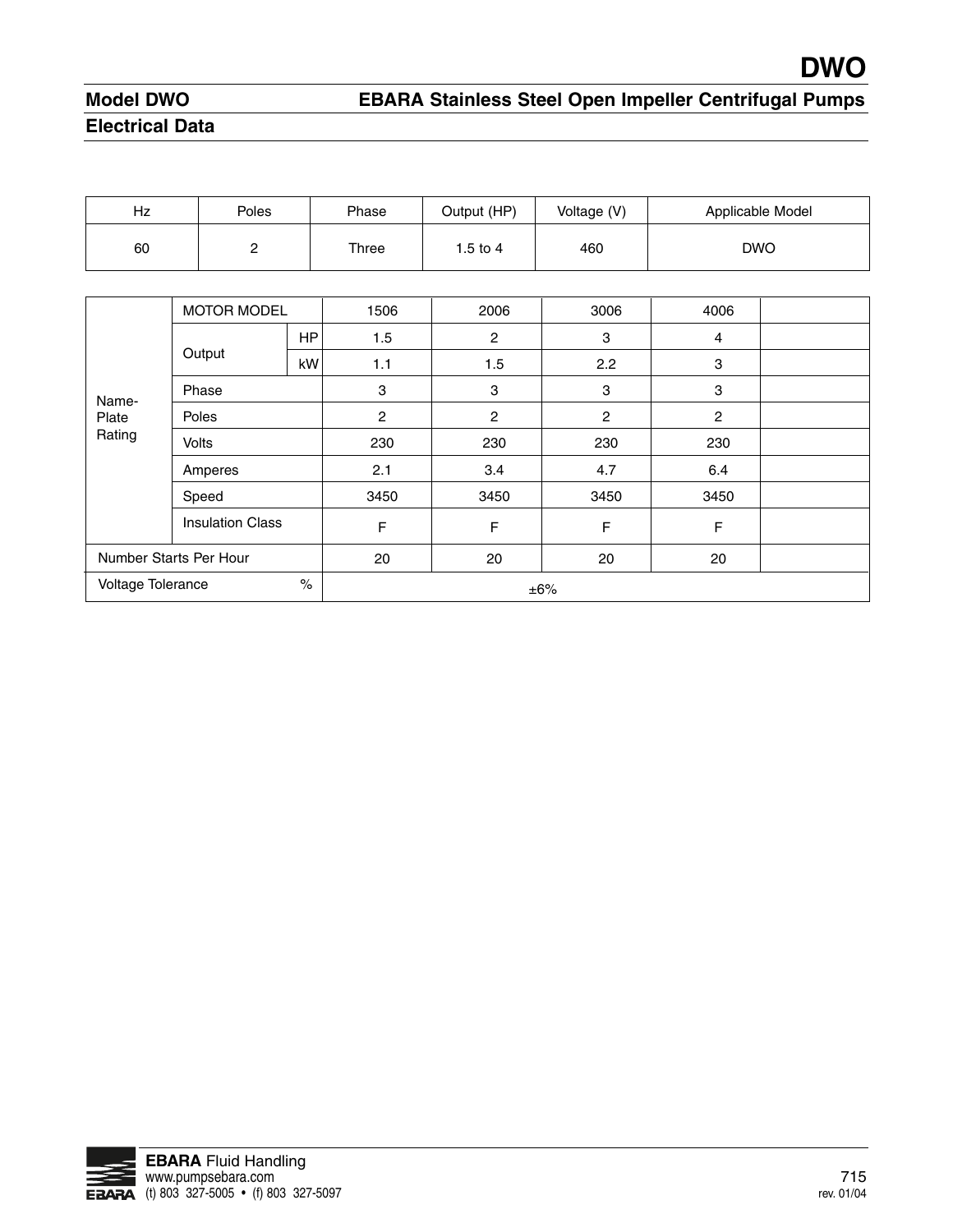# DWO

## Model DWO — EBARA Stainless Steel Open Impeller Centrifugal Pumps

## Electrical Data

| Hz | Poles | Phase | Output (HP) | Voltage (V) | Applicable Model |
|---|---|---|---|---|---|
| 60 | 2 | Three | 1.5 to 4 | 460 | DWO |

| | | | | | | | |
|---|---|---|---|---|---|---|---|
| Name-Plate Rating | MOTOR MODEL | | 1506 | 2006 | 3006 | 4006 | |
| | Output | HP | 1.5 | 2 | 3 | 4 | |
| | | kW | 1.1 | 1.5 | 2.2 | 3 | |
| | Phase | | 3 | 3 | 3 | 3 | |
| | Poles | | 2 | 2 | 2 | 2 | |
| | Volts | | 230 | 230 | 230 | 230 | |
| | Amperes | | 2.1 | 3.4 | 4.7 | 6.4 | |
| | Speed | | 3450 | 3450 | 3450 | 3450 | |
| | Insulation Class | | F | F | F | F | |
| Number Starts Per Hour | | | 20 | 20 | 20 | 20 | |
| Voltage Tolerance | | % | ±6% | | | | |

**EBARA** Fluid Handling
www.pumpsebara.com
(t) 803 327-5005 • (f) 803 327-5097

rev. 01/04